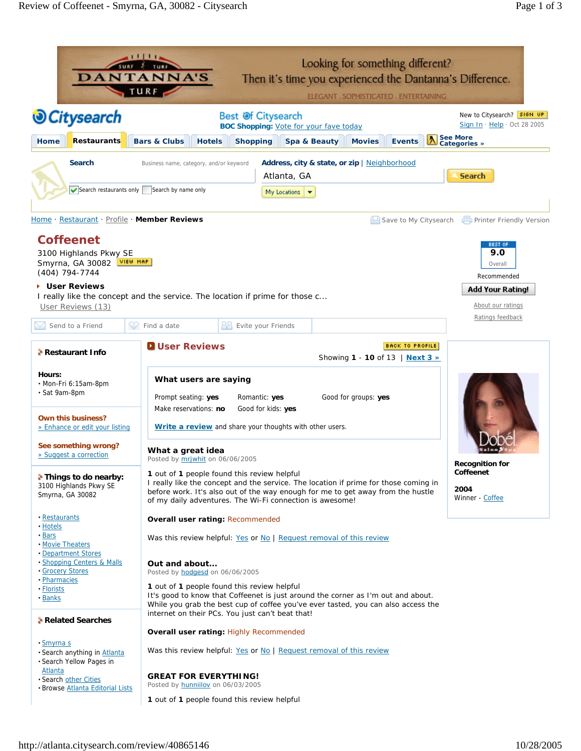Looking for something different? Then it's time you experienced the Dantanna's Difference.

ELEGANT . SOPHISTICATED . ENTERTAINING

Best of Citysearch
**BOC Shopping:** Vote for your fave today

New to Citysearch? SIGN UP
Sign In · Help · Oct 28 2005

Home | Restaurants | Bars & Clubs | Hotels | Shopping | Spa & Beauty | Movies | Events | See More Categories »

**Search** Business name, category, and/or keyword
**Address, city & state, or zip** | Neighborhood
Atlanta, GA
Search
Search restaurants only | Search by name only
My Locations

Home · Restaurant · Profile · **Member Reviews**

Save to My Citysearch | Printer Friendly Version

# Coffeenet

3100 Highlands Pkwy SE
Smyrna, GA 30082 VIEW MAP
(404) 794-7744

**User Reviews**
I really like the concept and the service. The location if prime for those c...
User Reviews (13)

BEST OF 9.0 Overall
Recommended
Add Your Rating!
About our ratings
Ratings feedback

Send to a Friend | Find a date | Evite your Friends

## Restaurant Info

**Hours:**

- Mon-Fri 6:15am-8pm
- Sat 9am-8pm

**Own this business?**
» Enhance or edit your listing

**See something wrong?**
» Suggest a correction

## Things to do nearby:

3100 Highlands Pkwy SE
Smyrna, GA 30082

- Restaurants
- Hotels
- Bars
- Movie Theaters
- Department Stores
- Shopping Centers & Malls
- Grocery Stores
- Pharmacies
- Florists
- Banks

## Related Searches

- Smyrna s
- Search anything in Atlanta
- Search Yellow Pages in Atlanta
- Search other Cities
- Browse Atlanta Editorial Lists

## User Reviews

BACK TO PROFILE

Showing **1** - **10** of 13 | **Next 3 »**

### What users are saying

Prompt seating: **yes** | Romantic: **yes** | Good for groups: **yes**
Make reservations: **no** | Good for kids: **yes**

**Write a review** and share your thoughts with other users.

### What a great idea

Posted by mrjwhit on 06/06/2005

**1** out of **1** people found this review helpful
I really like the concept and the service. The location if prime for those coming in before work. It's also out of the way enough for me to get away from the hustle of my daily adventures. The Wi-Fi connection is awesome!

**Overall user rating:** Recommended

Was this review helpful: Yes or No | Request removal of this review

### Out and about...

Posted by hodgesd on 06/06/2005

**1** out of **1** people found this review helpful
It's good to know that Coffeenet is just around the corner as I'm out and about. While you grab the best cup of coffee you've ever tasted, you can also access the internet on their PCs. You just can't beat that!

**Overall user rating:** Highly Recommended

Was this review helpful: Yes or No | Request removal of this review

### GREAT FOR EVERYTHING!

Posted by hunniilov on 06/03/2005

**1** out of **1** people found this review helpful

**Recognition for Coffeenet**

**2004**
Winner - Coffee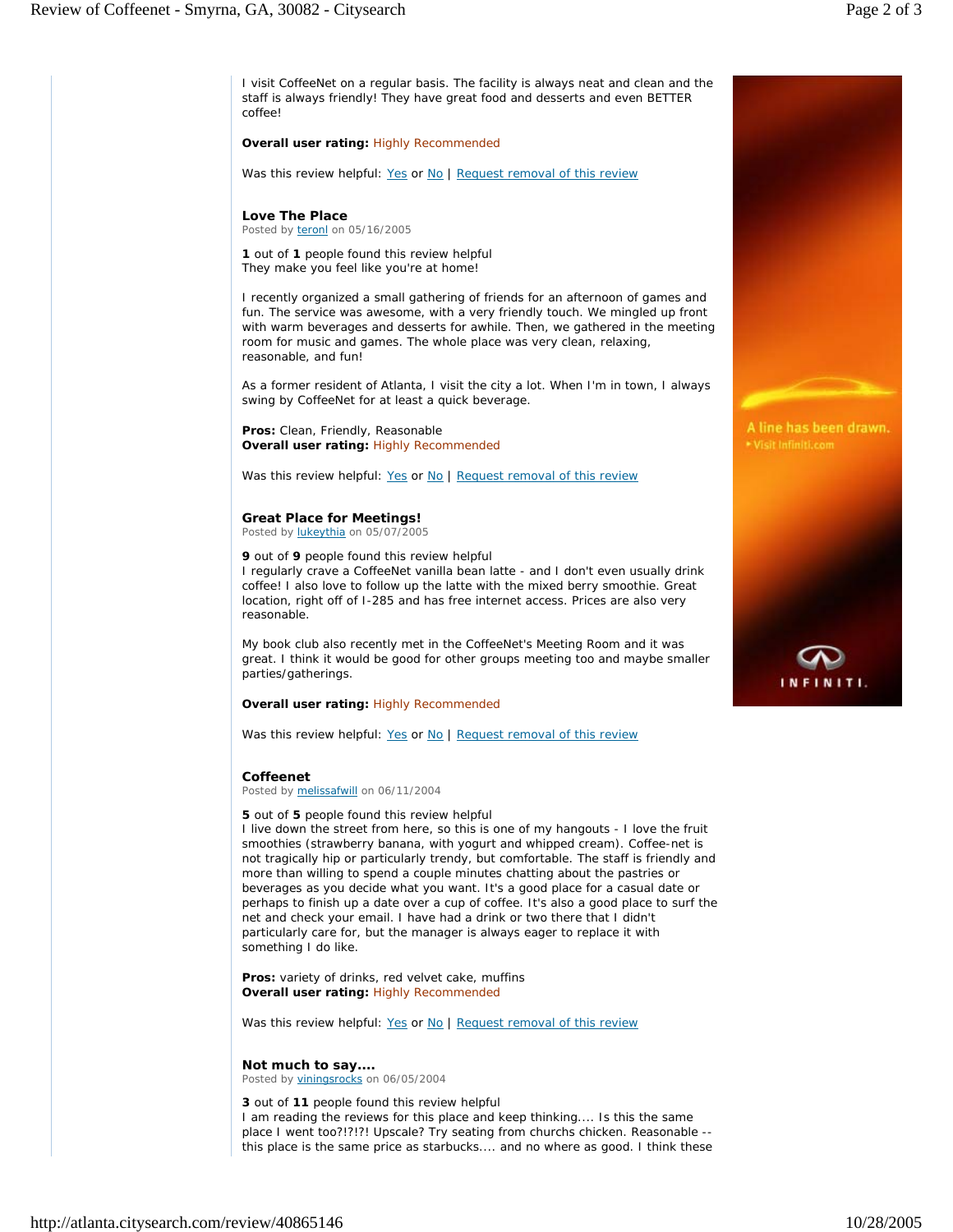I visit CoffeeNet on a regular basis. The facility is always neat and clean and the staff is always friendly! They have great food and desserts and even BETTER coffee!

**Overall user rating:** Highly Recommended

Was this review helpful: Yes or No | Request removal of this review

### Love The Place

Posted by teronl on 05/16/2005

**1** out of **1** people found this review helpful
They make you feel like you're at home!

I recently organized a small gathering of friends for an afternoon of games and fun. The service was awesome, with a very friendly touch. We mingled up front with warm beverages and desserts for awhile. Then, we gathered in the meeting room for music and games. The whole place was very clean, relaxing, reasonable, and fun!

As a former resident of Atlanta, I visit the city a lot. When I'm in town, I always swing by CoffeeNet for at least a quick beverage.

**Pros:** Clean, Friendly, Reasonable
**Overall user rating:** Highly Recommended

Was this review helpful: Yes or No | Request removal of this review

### Great Place for Meetings!

Posted by lukeythia on 05/07/2005

**9** out of **9** people found this review helpful
I regularly crave a CoffeeNet vanilla bean latte - and I don't even usually drink coffee! I also love to follow up the latte with the mixed berry smoothie. Great location, right off of I-285 and has free internet access. Prices are also very reasonable.

My book club also recently met in the CoffeeNet's Meeting Room and it was great. I think it would be good for other groups meeting too and maybe smaller parties/gatherings.

**Overall user rating:** Highly Recommended

Was this review helpful: Yes or No | Request removal of this review

### Coffeenet

Posted by melissafwill on 06/11/2004

**5** out of **5** people found this review helpful
I live down the street from here, so this is one of my hangouts - I love the fruit smoothies (strawberry banana, with yogurt and whipped cream). Coffee-net is not tragically hip or particularly trendy, but comfortable. The staff is friendly and more than willing to spend a couple minutes chatting about the pastries or beverages as you decide what you want. It's a good place for a casual date or perhaps to finish up a date over a cup of coffee. It's also a good place to surf the net and check your email. I have had a drink or two there that I didn't particularly care for, but the manager is always eager to replace it with something I do like.

**Pros:** variety of drinks, red velvet cake, muffins
**Overall user rating:** Highly Recommended

Was this review helpful: Yes or No | Request removal of this review

### Not much to say....

Posted by viningsrocks on 06/05/2004

**3** out of **11** people found this review helpful
I am reading the reviews for this place and keep thinking.... Is this the same place I went too?!?!?! Upscale? Try seating from churchs chicken. Reasonable -- this place is the same price as starbucks.... and no where as good. I think these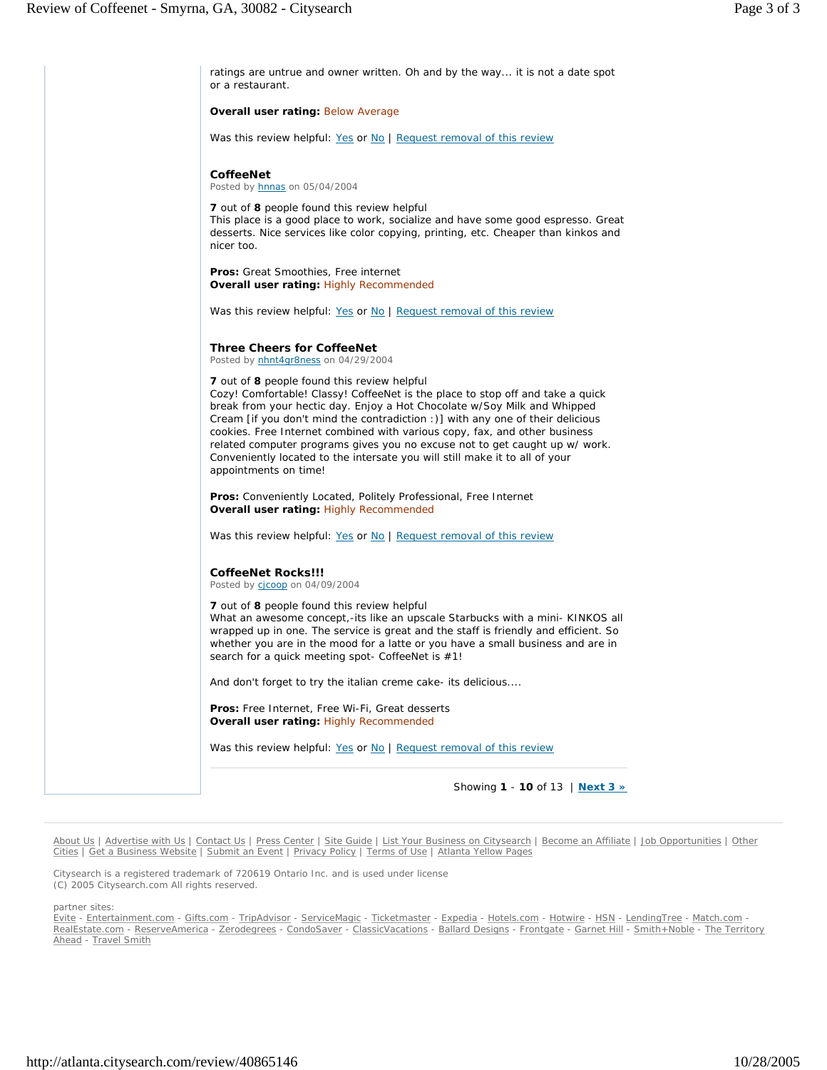ratings are untrue and owner written. Oh and by the way... it is not a date spot or a restaurant.

**Overall user rating:** Below Average

Was this review helpful: Yes or No | Request removal of this review

### CoffeeNet

Posted by hnnas on 05/04/2004

**7** out of **8** people found this review helpful
This place is a good place to work, socialize and have some good espresso. Great desserts. Nice services like color copying, printing, etc. Cheaper than kinkos and nicer too.

**Pros:** Great Smoothies, Free internet
**Overall user rating:** Highly Recommended

Was this review helpful: Yes or No | Request removal of this review

### Three Cheers for CoffeeNet

Posted by nhnt4gr8ness on 04/29/2004

**7** out of **8** people found this review helpful
Cozy! Comfortable! Classy! CoffeeNet is the place to stop off and take a quick break from your hectic day. Enjoy a Hot Chocolate w/Soy Milk and Whipped Cream [if you don't mind the contradiction :)] with any one of their delicious cookies. Free Internet combined with various copy, fax, and other business related computer programs gives you no excuse not to get caught up w/ work. Conveniently located to the intersate you will still make it to all of your appointments on time!

**Pros:** Conveniently Located, Politely Professional, Free Internet
**Overall user rating:** Highly Recommended

Was this review helpful: Yes or No | Request removal of this review

### CoffeeNet Rocks!!!

Posted by cjcoop on 04/09/2004

**7** out of **8** people found this review helpful
What an awesome concept,-its like an upscale Starbucks with a mini- KINKOS all wrapped up in one. The service is great and the staff is friendly and efficient. So whether you are in the mood for a latte or you have a small business and are in search for a quick meeting spot- CoffeeNet is #1!

And don't forget to try the italian creme cake- its delicious....

**Pros:** Free Internet, Free Wi-Fi, Great desserts
**Overall user rating:** Highly Recommended

Was this review helpful: Yes or No | Request removal of this review

Showing **1** - **10** of 13 | **Next 3 »**

About Us | Advertise with Us | Contact Us | Press Center | Site Guide | List Your Business on Citysearch | Become an Affiliate | Job Opportunities | Other Cities | Get a Business Website | Submit an Event | Privacy Policy | Terms of Use | Atlanta Yellow Pages

Citysearch is a registered trademark of 720619 Ontario Inc. and is used under license
(C) 2005 Citysearch.com All rights reserved.

partner sites:
Evite - Entertainment.com - Gifts.com - TripAdvisor - ServiceMagic - Ticketmaster - Expedia - Hotels.com - Hotwire - HSN - LendingTree - Match.com - RealEstate.com - ReserveAmerica - Zerodegrees - CondoSaver - ClassicVacations - Ballard Designs - Frontgate - Garnet Hill - Smith+Noble - The Territory Ahead - Travel Smith